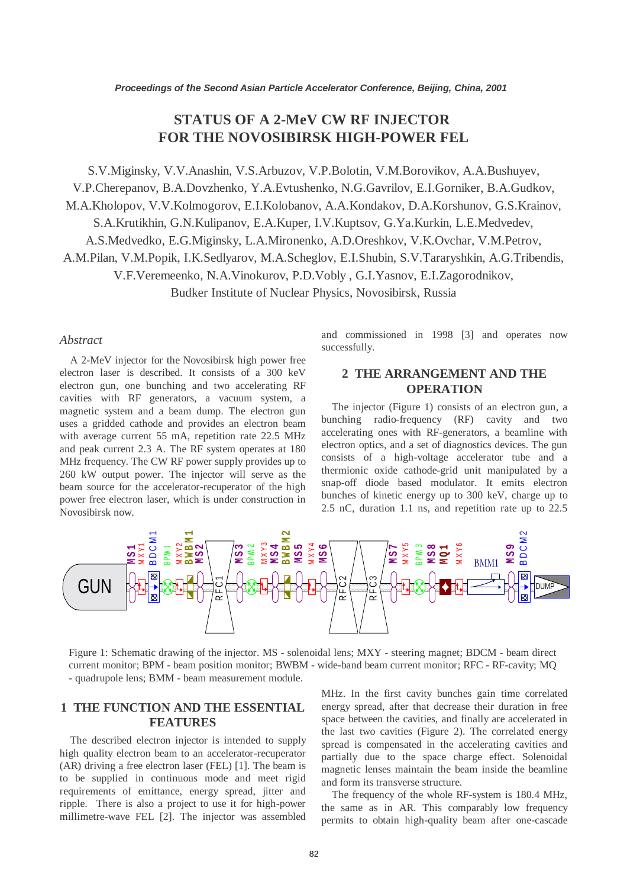# STATUS OF A 2-MeV CW RF INJECTOR FOR THE NOVOSIBIRSK HIGH-POWER FEL

S.V.Miginsky, V.V.Anashin, V.S.Arbuzov, V.P.Bolotin, V.M.Borovikov, A.A.Bushuyev, V.P.Cherepanov, B.A.Dovzhenko, Y.A.Evtushenko, N.G.Gavrilov, E.I.Gorniker, B.A.Gudkov, M.A.Kholopov, V.V.Kolmogorov, E.I.Kolobanov, A.A.Kondakov, D.A.Korshunov, G.S.Krainov, S.A.Krutikhin, G.N.Kulipanov, E.A.Kuper, I.V.Kuptsov, G.Ya.Kurkin, L.E.Medvedev, A.S.Medvedko, E.G.Miginsky, L.A.Mironenko, A.D.Oreshkov, V.K.Ovchar, V.M.Petrov, A.M.Pilan, V.M.Popik, I.K.Sedlyarov, M.A.Scheglov, E.I.Shubin, S.V.Tararyshkin, A.G.Tribendis, V.F.Veremeenko, N.A.Vinokurov, P.D.Vobly , G.I.Yasnov, E.I.Zagorodnikov,

Budker Institute of Nuclear Physics, Novosibirsk, Russia

## *Abstract*

A 2-MeV injector for the Novosibirsk high power free electron laser is described. It consists of a 300 keV electron gun, one bunching and two accelerating RF cavities with RF generators, a vacuum system, a magnetic system and a beam dump. The electron gun uses a gridded cathode and provides an electron beam with average current 55 mA, repetition rate 22.5 MHz and peak current 2.3 A. The RF system operates at 180 MHz frequency. The CW RF power supply provides up to 260 kW output power. The injector will serve as the beam source for the accelerator-recuperator of the high power free electron laser, which is under construction in Novosibirsk now.

## 1 THE FUNCTION AND THE ESSENTIAL FEATURES

The described electron injector is intended to supply high quality electron beam to an accelerator-recuperator (AR) driving a free electron laser (FEL) [1]. The beam is to be supplied in continuous mode and meet rigid requirements of emittance, energy spread, jitter and ripple. There is also a project to use it for high-power millimetre-wave FEL [2]. The injector was assembled and commissioned in 1998 [3] and operates now successfully.

## 2 THE ARRANGEMENT AND THE OPERATION

The injector (Figure 1) consists of an electron gun, a bunching radio-frequency (RF) cavity and two accelerating ones with RF-generators, a beamline with electron optics, and a set of diagnostics devices. The gun consists of a high-voltage accelerator tube and a thermionic oxide cathode-grid unit manipulated by a snap-off diode based modulator. It emits electron bunches of kinetic energy up to 300 keV, charge up to 2.5 nC, duration 1.1 ns, and repetition rate up to 22.5 MHz. In the first cavity bunches gain time correlated energy spread, after that decrease their duration in free space between the cavities, and finally are accelerated in the last two cavities (Figure 2). The correlated energy spread is compensated in the accelerating cavities and partially due to the space charge effect. Solenoidal magnetic lenses maintain the beam inside the beamline and form its transverse structure.

Figure 1: Schematic drawing of the injector. MS - solenoidal lens; MXY - steering magnet; BDCM - beam direct current monitor; BPM - beam position monitor; BWBM - wide-band beam current monitor; RFC - RF-cavity; MQ - quadrupole lens; BMM - beam measurement module.

The frequency of the whole RF-system is 180.4 MHz, the same as in AR. This comparably low frequency permits to obtain high-quality beam after one-cascade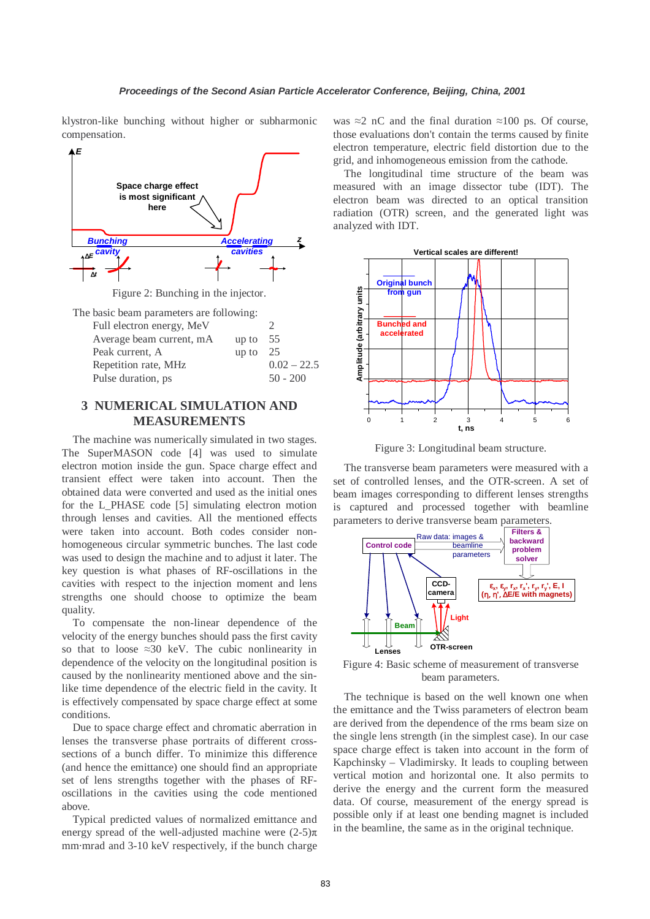klystron-like bunching without higher or subharmonic compensation.

Figure 2: Bunching in the injector.

The basic beam parameters are following:

| | | |
|---|---|---|
| Full electron energy, MeV | | 2 |
| Average beam current, mA | up to | 55 |
| Peak current, A | up to | 25 |
| Repetition rate, MHz | | 0.02 – 22.5 |
| Pulse duration, ps | | 50 - 200 |

## 3 NUMERICAL SIMULATION AND MEASUREMENTS

The machine was numerically simulated in two stages. The SuperMASON code [4] was used to simulate electron motion inside the gun. Space charge effect and transient effect were taken into account. Then the obtained data were converted and used as the initial ones for the L_PHASE code [5] simulating electron motion through lenses and cavities. All the mentioned effects were taken into account. Both codes consider non-homogeneous circular symmetric bunches. The last code was used to design the machine and to adjust it later. The key question is what phases of RF-oscillations in the cavities with respect to the injection moment and lens strengths one should choose to optimize the beam quality.

To compensate the non-linear dependence of the velocity on the energy bunches should pass the first cavity so that to loose ≈30 keV. The cubic nonlinearity in dependence of the velocity on the longitudinal position is caused by the nonlinearity mentioned above and the sin-like time dependence of the electric field in the cavity. It is effectively compensated by space charge effect at some conditions.

Due to space charge effect and chromatic aberration in lenses the transverse phase portraits of different cross-sections of a bunch differ. To minimize this difference (and hence the emittance) one should find an appropriate set of lens strengths together with the phases of RF-oscillations in the cavities using the code mentioned above.

Typical predicted values of normalized emittance and energy spread of the well-adjusted machine were (2-5)π mm·mrad and 3-10 keV respectively, if the bunch charge was ≈2 nC and the final duration ≈100 ps. Of course, those evaluations don't contain the terms caused by finite electron temperature, electric field distortion due to the grid, and inhomogeneous emission from the cathode.

The longitudinal time structure of the beam was measured with an image dissector tube (IDT). The electron beam was directed to an optical transition radiation (OTR) screen, and the generated light was analyzed with IDT.

Figure 3: Longitudinal beam structure.

The transverse beam parameters were measured with a set of controlled lenses, and the OTR-screen. A set of beam images corresponding to different lenses strengths is captured and processed together with beamline parameters to derive transverse beam parameters.

Figure 4: Basic scheme of measurement of transverse beam parameters.

The technique is based on the well known one when the emittance and the Twiss parameters of electron beam are derived from the dependence of the rms beam size on the single lens strength (in the simplest case). In our case space charge effect is taken into account in the form of Kapchinsky – Vladimirsky. It leads to coupling between vertical motion and horizontal one. It also permits to derive the energy and the current form the measured data. Of course, measurement of the energy spread is possible only if at least one bending magnet is included in the beamline, the same as in the original technique.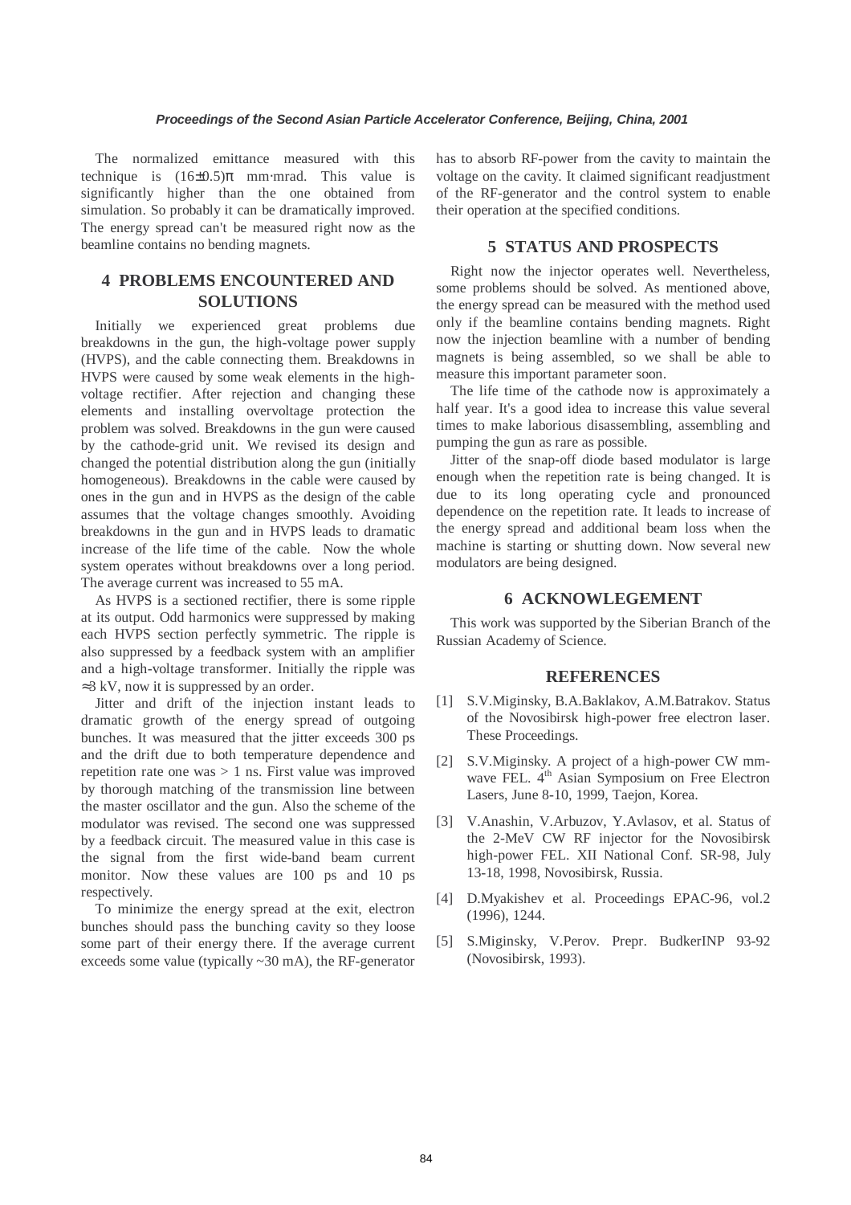The normalized emittance measured with this technique is $(16\pm0.5)\pi$ mm·mrad. This value is significantly higher than the one obtained from simulation. So probably it can be dramatically improved. The energy spread can't be measured right now as the beamline contains no bending magnets.

## 4 PROBLEMS ENCOUNTERED AND SOLUTIONS

Initially we experienced great problems due breakdowns in the gun, the high-voltage power supply (HVPS), and the cable connecting them. Breakdowns in HVPS were caused by some weak elements in the high-voltage rectifier. After rejection and changing these elements and installing overvoltage protection the problem was solved. Breakdowns in the gun were caused by the cathode-grid unit. We revised its design and changed the potential distribution along the gun (initially homogeneous). Breakdowns in the cable were caused by ones in the gun and in HVPS as the design of the cable assumes that the voltage changes smoothly. Avoiding breakdowns in the gun and in HVPS leads to dramatic increase of the life time of the cable. Now the whole system operates without breakdowns over a long period. The average current was increased to 55 mA.

As HVPS is a sectioned rectifier, there is some ripple at its output. Odd harmonics were suppressed by making each HVPS section perfectly symmetric. The ripple is also suppressed by a feedback system with an amplifier and a high-voltage transformer. Initially the ripple was $\approx$3 kV, now it is suppressed by an order.

Jitter and drift of the injection instant leads to dramatic growth of the energy spread of outgoing bunches. It was measured that the jitter exceeds 300 ps and the drift due to both temperature dependence and repetition rate one was > 1 ns. First value was improved by thorough matching of the transmission line between the master oscillator and the gun. Also the scheme of the modulator was revised. The second one was suppressed by a feedback circuit. The measured value in this case is the signal from the first wide-band beam current monitor. Now these values are 100 ps and 10 ps respectively.

To minimize the energy spread at the exit, electron bunches should pass the bunching cavity so they loose some part of their energy there. If the average current exceeds some value (typically ~30 mA), the RF-generator has to absorb RF-power from the cavity to maintain the voltage on the cavity. It claimed significant readjustment of the RF-generator and the control system to enable their operation at the specified conditions.

## 5 STATUS AND PROSPECTS

Right now the injector operates well. Nevertheless, some problems should be solved. As mentioned above, the energy spread can be measured with the method used only if the beamline contains bending magnets. Right now the injection beamline with a number of bending magnets is being assembled, so we shall be able to measure this important parameter soon.

The life time of the cathode now is approximately a half year. It's a good idea to increase this value several times to make laborious disassembling, assembling and pumping the gun as rare as possible.

Jitter of the snap-off diode based modulator is large enough when the repetition rate is being changed. It is due to its long operating cycle and pronounced dependence on the repetition rate. It leads to increase of the energy spread and additional beam loss when the machine is starting or shutting down. Now several new modulators are being designed.

## 6 ACKNOWLEGEMENT

This work was supported by the Siberian Branch of the Russian Academy of Science.

## REFERENCES

[1] S.V.Miginsky, B.A.Baklakov, A.M.Batrakov. Status of the Novosibirsk high-power free electron laser. These Proceedings.

[2] S.V.Miginsky. A project of a high-power CW mm-wave FEL. 4th Asian Symposium on Free Electron Lasers, June 8-10, 1999, Taejon, Korea.

[3] V.Anashin, V.Arbuzov, Y.Avlasov, et al. Status of the 2-MeV CW RF injector for the Novosibirsk high-power FEL. XII National Conf. SR-98, July 13-18, 1998, Novosibirsk, Russia.

[4] D.Myakishev et al. Proceedings EPAC-96, vol.2 (1996), 1244.

[5] S.Miginsky, V.Perov. Prepr. BudkerINP 93-92 (Novosibirsk, 1993).